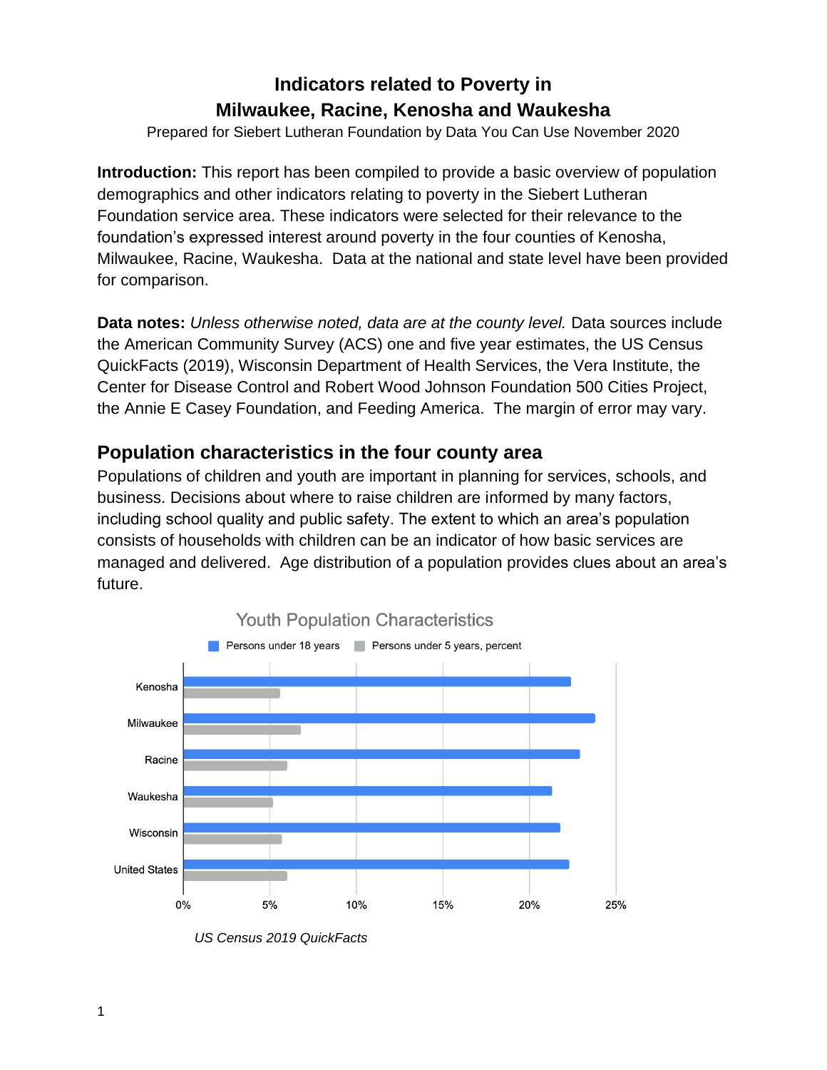# Indicators related to Poverty in Milwaukee, Racine, Kenosha and Waukesha

Prepared for Siebert Lutheran Foundation by Data You Can Use November 2020

**Introduction:** This report has been compiled to provide a basic overview of population demographics and other indicators relating to poverty in the Siebert Lutheran Foundation service area. These indicators were selected for their relevance to the foundation's expressed interest around poverty in the four counties of Kenosha, Milwaukee, Racine, Waukesha. Data at the national and state level have been provided for comparison.

**Data notes:** *Unless otherwise noted, data are at the county level.* Data sources include the American Community Survey (ACS) one and five year estimates, the US Census QuickFacts (2019), Wisconsin Department of Health Services, the Vera Institute, the Center for Disease Control and Robert Wood Johnson Foundation 500 Cities Project, the Annie E Casey Foundation, and Feeding America. The margin of error may vary.

## Population characteristics in the four county area

Populations of children and youth are important in planning for services, schools, and business. Decisions about where to raise children are informed by many factors, including school quality and public safety. The extent to which an area's population consists of households with children can be an indicator of how basic services are managed and delivered. Age distribution of a population provides clues about an area's future.

Youth Population Characteristics

Legend: Persons under 18 years; Persons under 5 years, percent

Categories: Kenosha, Milwaukee, Racine, Waukesha, Wisconsin, United States

Axis: 0%, 5%, 10%, 15%, 20%, 25%

*US Census 2019 QuickFacts*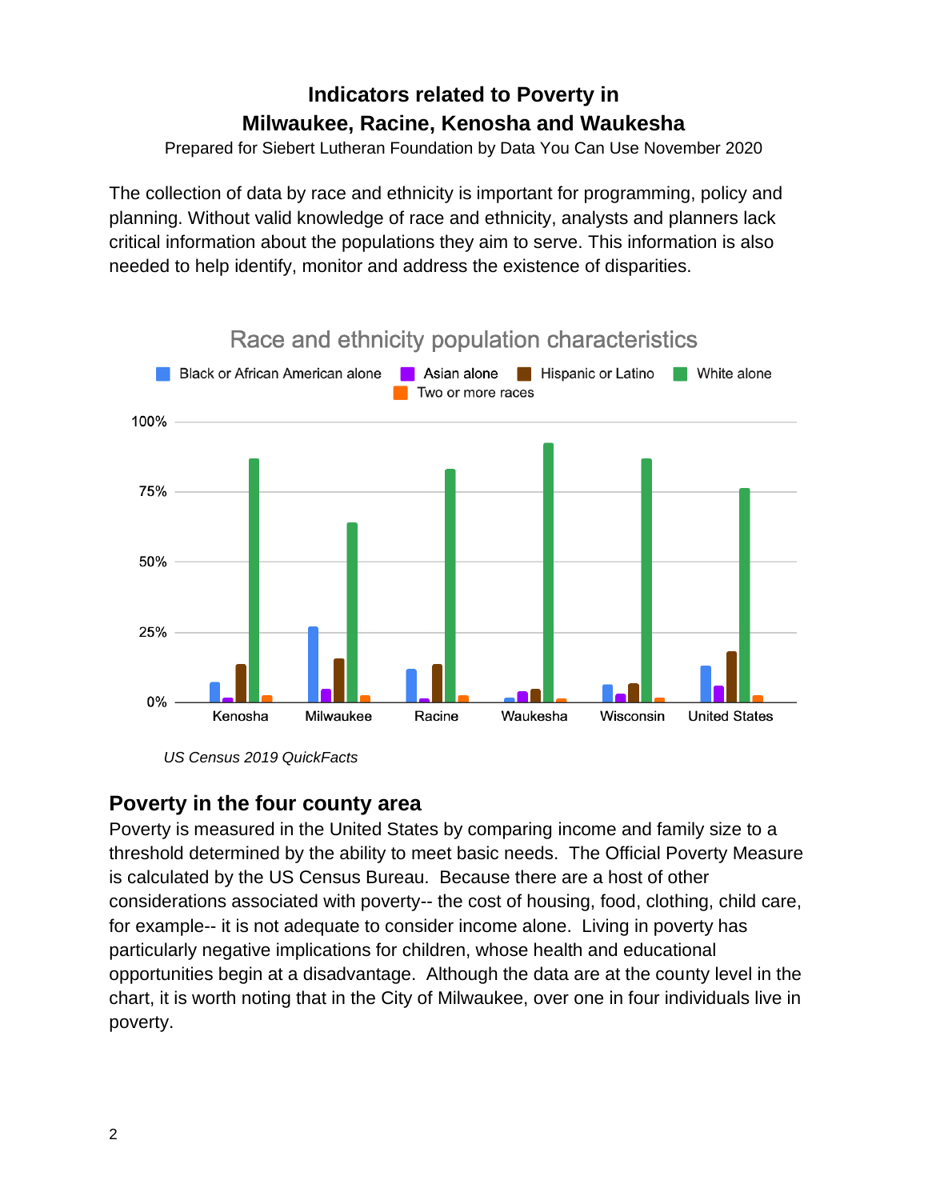# Indicators related to Poverty in Milwaukee, Racine, Kenosha and Waukesha

Prepared for Siebert Lutheran Foundation by Data You Can Use November 2020

The collection of data by race and ethnicity is important for programming, policy and planning. Without valid knowledge of race and ethnicity, analysts and planners lack critical information about the populations they aim to serve. This information is also needed to help identify, monitor and address the existence of disparities.

Race and ethnicity population characteristics

*US Census 2019 QuickFacts*

## Poverty in the four county area

Poverty is measured in the United States by comparing income and family size to a threshold determined by the ability to meet basic needs. The Official Poverty Measure is calculated by the US Census Bureau. Because there are a host of other considerations associated with poverty-- the cost of housing, food, clothing, child care, for example-- it is not adequate to consider income alone. Living in poverty has particularly negative implications for children, whose health and educational opportunities begin at a disadvantage. Although the data are at the county level in the chart, it is worth noting that in the City of Milwaukee, over one in four individuals live in poverty.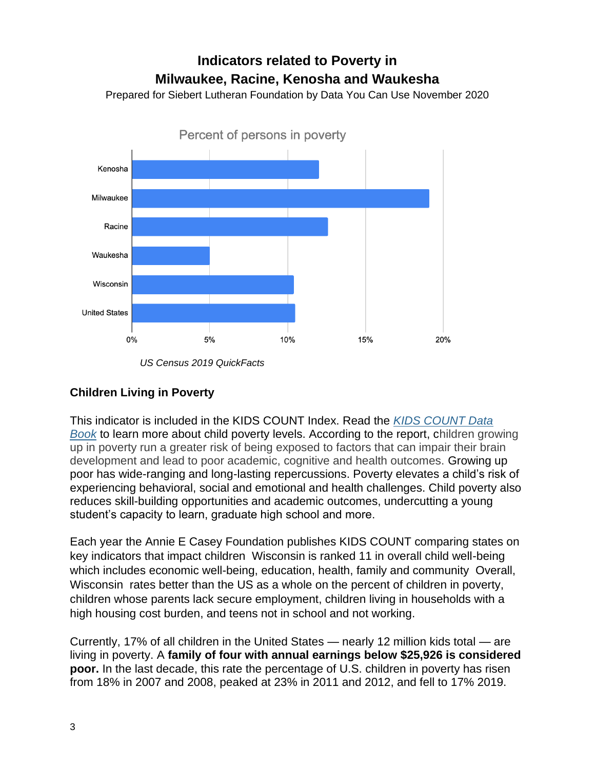# Indicators related to Poverty in Milwaukee, Racine, Kenosha and Waukesha

Prepared for Siebert Lutheran Foundation by Data You Can Use November 2020

Percent of persons in poverty

Kenosha
Milwaukee
Racine
Waukesha
Wisconsin
United States

0% 5% 10% 15% 20%

*US Census 2019 QuickFacts*

## Children Living in Poverty

This indicator is included in the KIDS COUNT Index. Read the *KIDS COUNT Data Book* to learn more about child poverty levels. According to the report, children growing up in poverty run a greater risk of being exposed to factors that can impair their brain development and lead to poor academic, cognitive and health outcomes. Growing up poor has wide-ranging and long-lasting repercussions. Poverty elevates a child's risk of experiencing behavioral, social and emotional and health challenges. Child poverty also reduces skill-building opportunities and academic outcomes, undercutting a young student's capacity to learn, graduate high school and more.

Each year the Annie E Casey Foundation publishes KIDS COUNT comparing states on key indicators that impact children  Wisconsin is ranked 11 in overall child well-being which includes economic well-being, education, health, family and community  Overall, Wisconsin  rates better than the US as a whole on the percent of children in poverty, children whose parents lack secure employment, children living in households with a high housing cost burden, and teens not in school and not working.

Currently, 17% of all children in the United States — nearly 12 million kids total — are living in poverty. A **family of four with annual earnings below $25,926 is considered poor.** In the last decade, this rate the percentage of U.S. children in poverty has risen from 18% in 2007 and 2008, peaked at 23% in 2011 and 2012, and fell to 17% 2019.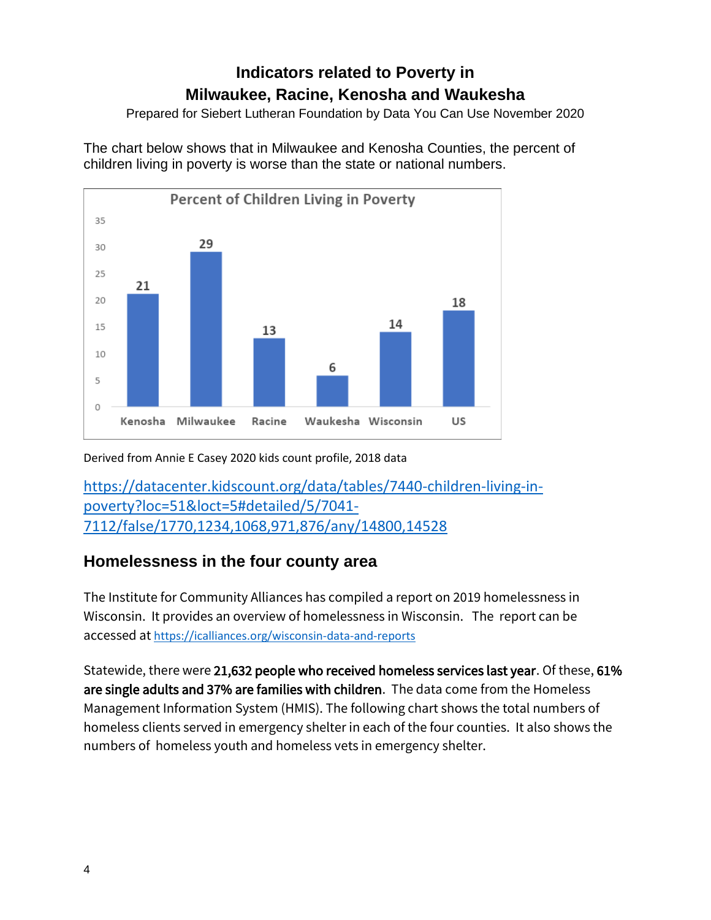# Indicators related to Poverty in Milwaukee, Racine, Kenosha and Waukesha

Prepared for Siebert Lutheran Foundation by Data You Can Use November 2020

The chart below shows that in Milwaukee and Kenosha Counties, the percent of children living in poverty is worse than the state or national numbers.

**Percent of Children Living in Poverty**

| Kenosha | Milwaukee | Racine | Waukesha | Wisconsin | US |
|---|---|---|---|---|---|
| 21 | 29 | 13 | 6 | 14 | 18 |

Derived from Annie E Casey 2020 kids count profile, 2018 data

https://datacenter.kidscount.org/data/tables/7440-children-living-in-poverty?loc=51&loct=5#detailed/5/7041-7112/false/1770,1234,1068,971,876/any/14800,14528

## Homelessness in the four county area

The Institute for Community Alliances has compiled a report on 2019 homelessness in Wisconsin. It provides an overview of homelessness in Wisconsin. The report can be accessed at https://icalliances.org/wisconsin-data-and-reports

Statewide, there were **21,632 people who received homeless services last year**. Of these, **61% are single adults and 37% are families with children**. The data come from the Homeless Management Information System (HMIS). The following chart shows the total numbers of homeless clients served in emergency shelter in each of the four counties. It also shows the numbers of homeless youth and homeless vets in emergency shelter.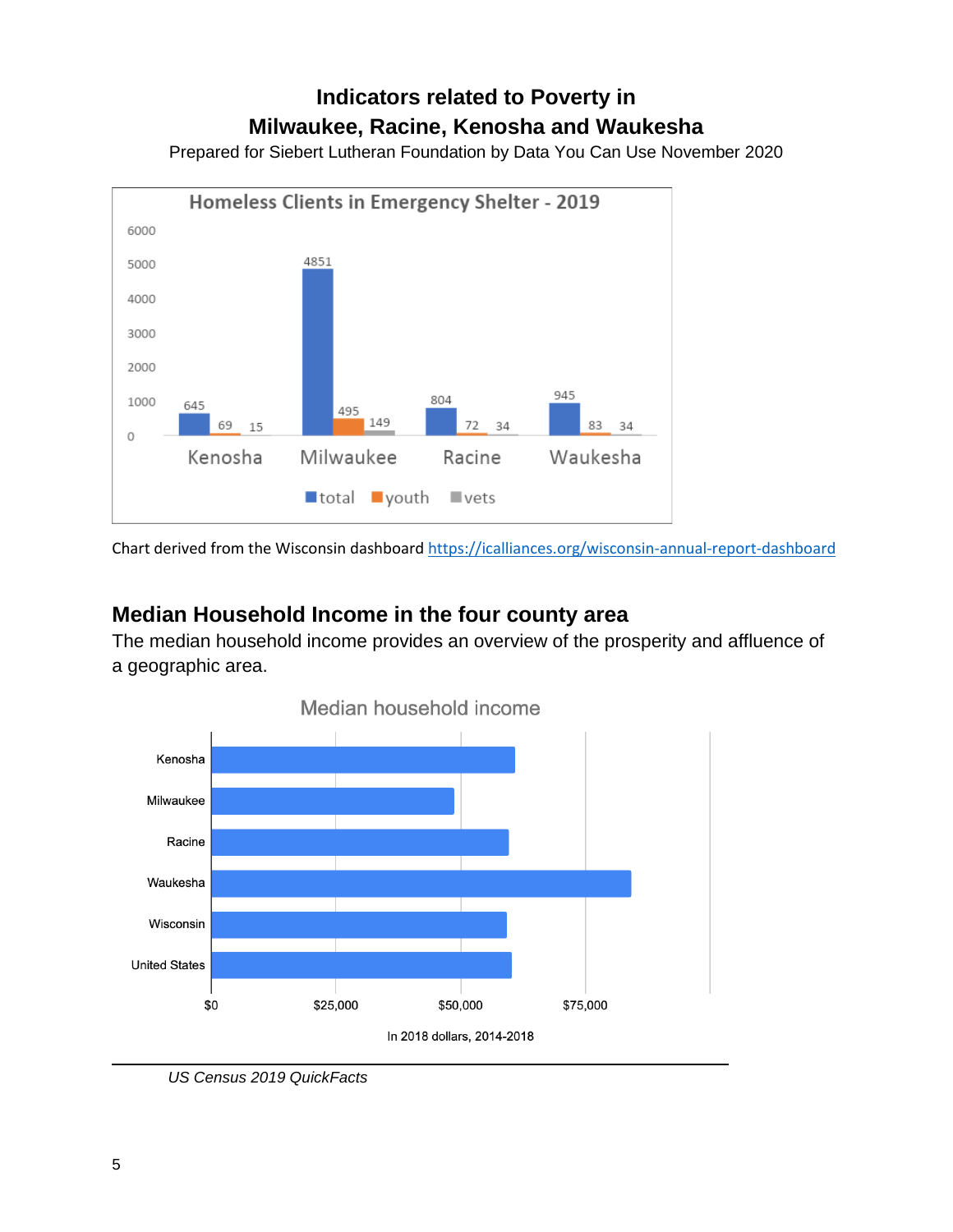# Indicators related to Poverty in Milwaukee, Racine, Kenosha and Waukesha

Prepared for Siebert Lutheran Foundation by Data You Can Use November 2020

**Homeless Clients in Emergency Shelter - 2019**

| | total | youth | vets |
|---|---|---|---|
| Kenosha | 645 | 69 | 15 |
| Milwaukee | 4851 | 495 | 149 |
| Racine | 804 | 72 | 34 |
| Waukesha | 945 | 83 | 34 |

Chart derived from the Wisconsin dashboard https://icalliances.org/wisconsin-annual-report-dashboard

## Median Household Income in the four county area

The median household income provides an overview of the prosperity and affluence of a geographic area.

**Median household income**

Kenosha, Milwaukee, Racine, Waukesha, Wisconsin, United States

$0 | $25,000 | $50,000 | $75,000

In 2018 dollars, 2014-2018

*US Census 2019 QuickFacts*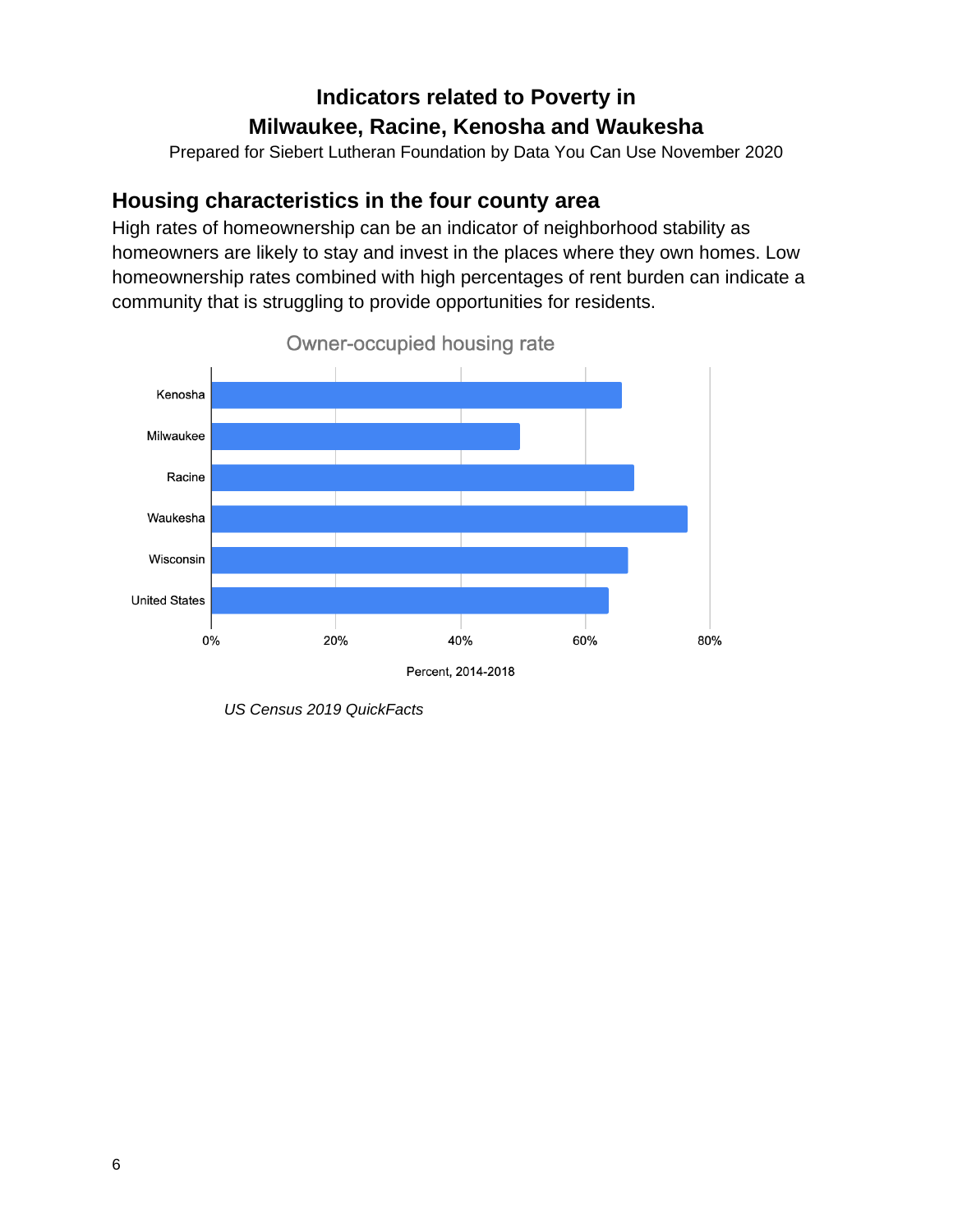# Indicators related to Poverty in Milwaukee, Racine, Kenosha and Waukesha

Prepared for Siebert Lutheran Foundation by Data You Can Use November 2020

## Housing characteristics in the four county area

High rates of homeownership can be an indicator of neighborhood stability as homeowners are likely to stay and invest in the places where they own homes. Low homeownership rates combined with high percentages of rent burden can indicate a community that is struggling to provide opportunities for residents.

Owner-occupied housing rate

Kenosha
Milwaukee
Racine
Waukesha
Wisconsin
United States

0% 20% 40% 60% 80%

Percent, 2014-2018

*US Census 2019 QuickFacts*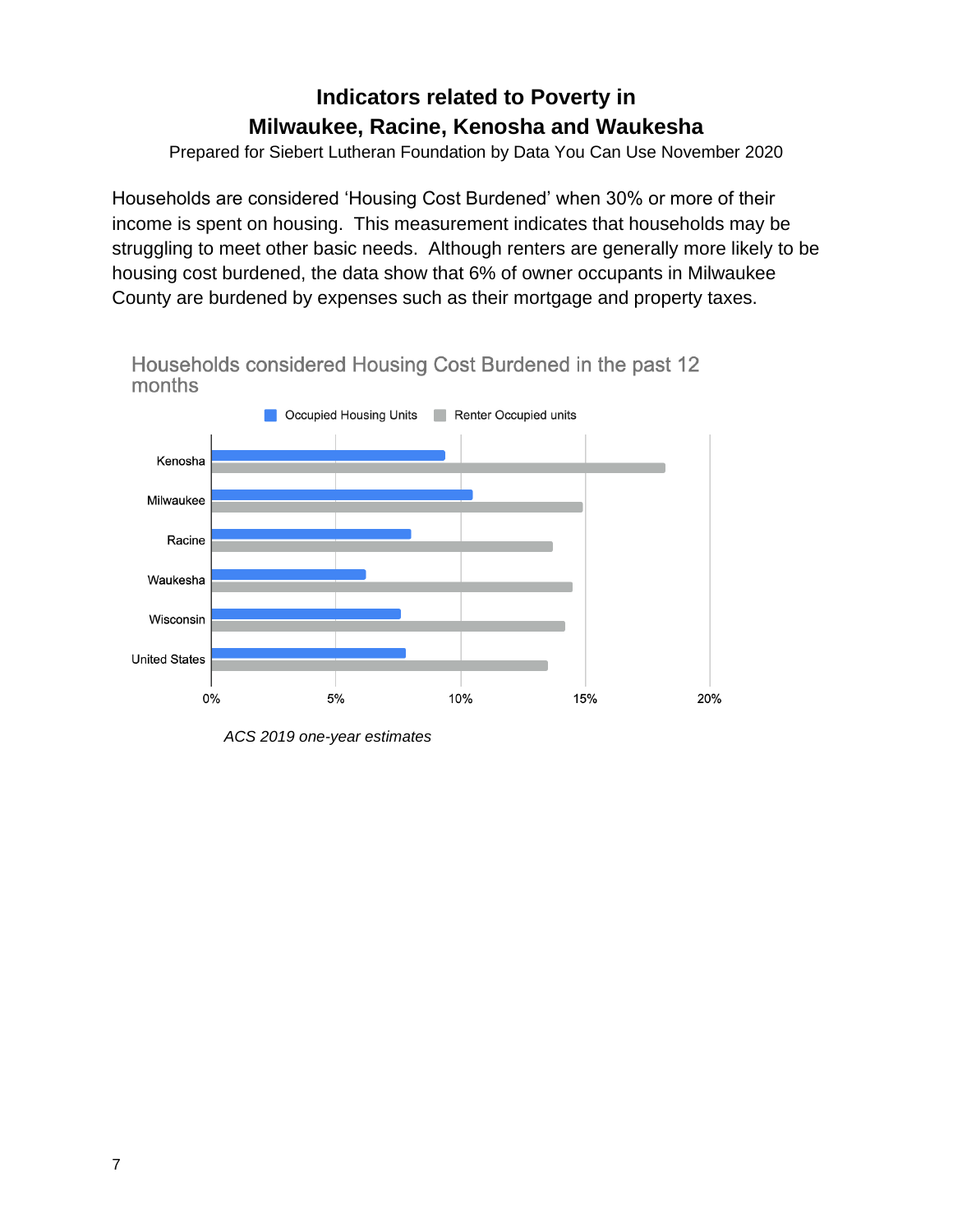# Indicators related to Poverty in
# Milwaukee, Racine, Kenosha and Waukesha

Prepared for Siebert Lutheran Foundation by Data You Can Use November 2020

Households are considered 'Housing Cost Burdened' when 30% or more of their income is spent on housing. This measurement indicates that households may be struggling to meet other basic needs. Although renters are generally more likely to be housing cost burdened, the data show that 6% of owner occupants in Milwaukee County are burdened by expenses such as their mortgage and property taxes.

Households considered Housing Cost Burdened in the past 12 months

Occupied Housing Units | Renter Occupied units

Kenosha
Milwaukee
Racine
Waukesha
Wisconsin
United States

0% 5% 10% 15% 20%

*ACS 2019 one-year estimates*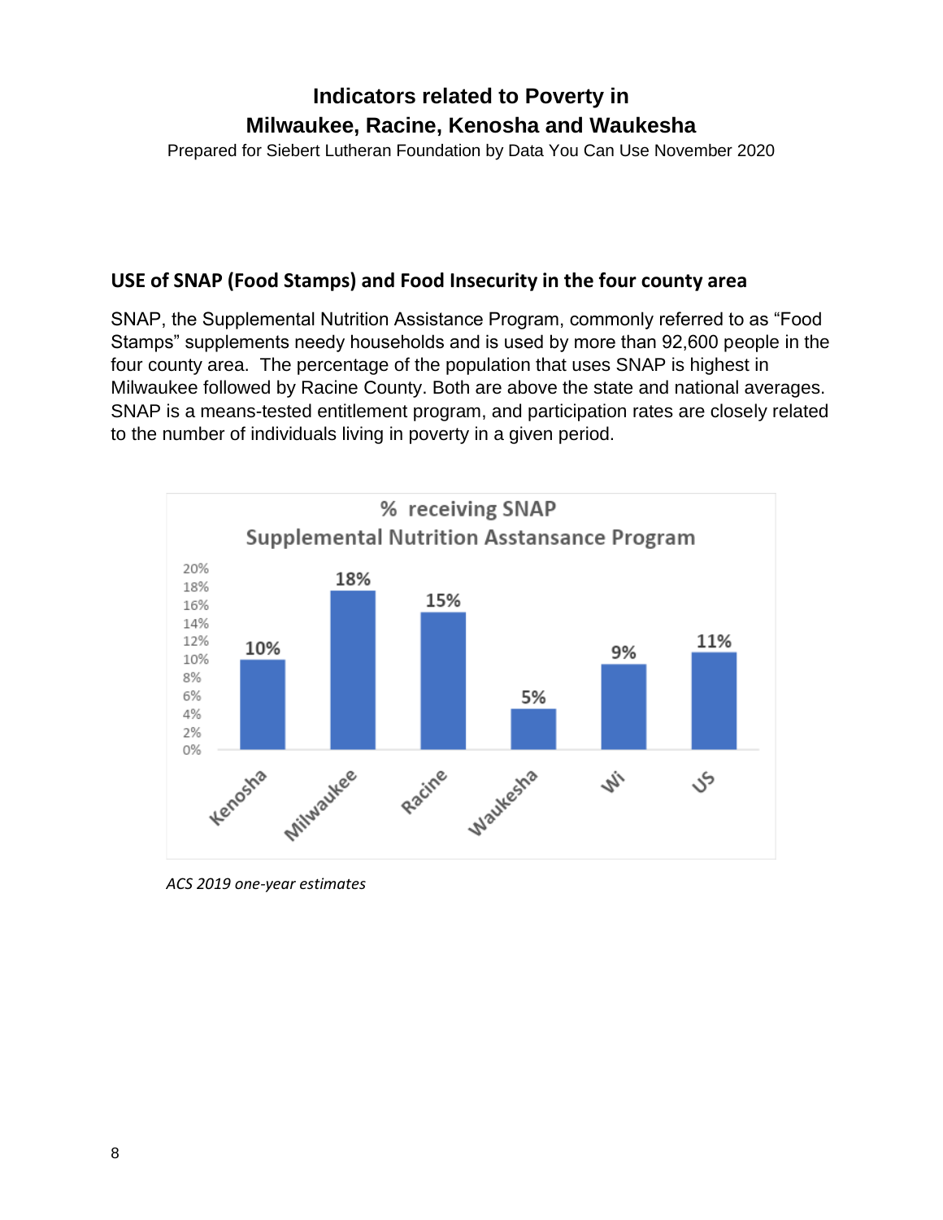# Indicators related to Poverty in Milwaukee, Racine, Kenosha and Waukesha

Prepared for Siebert Lutheran Foundation by Data You Can Use November 2020

## USE of SNAP (Food Stamps) and Food Insecurity in the four county area

SNAP, the Supplemental Nutrition Assistance Program, commonly referred to as "Food Stamps" supplements needy households and is used by more than 92,600 people in the four county area. The percentage of the population that uses SNAP is highest in Milwaukee followed by Racine County. Both are above the state and national averages. SNAP is a means-tested entitlement program, and participation rates are closely related to the number of individuals living in poverty in a given period.

**% receiving SNAP**
**Supplemental Nutrition Asstansance Program**

| Area | % receiving SNAP |
|---|---|
| Kenosha | 10% |
| Milwaukee | 18% |
| Racine | 15% |
| Waukesha | 5% |
| Wi | 9% |
| US | 11% |

*ACS 2019 one-year estimates*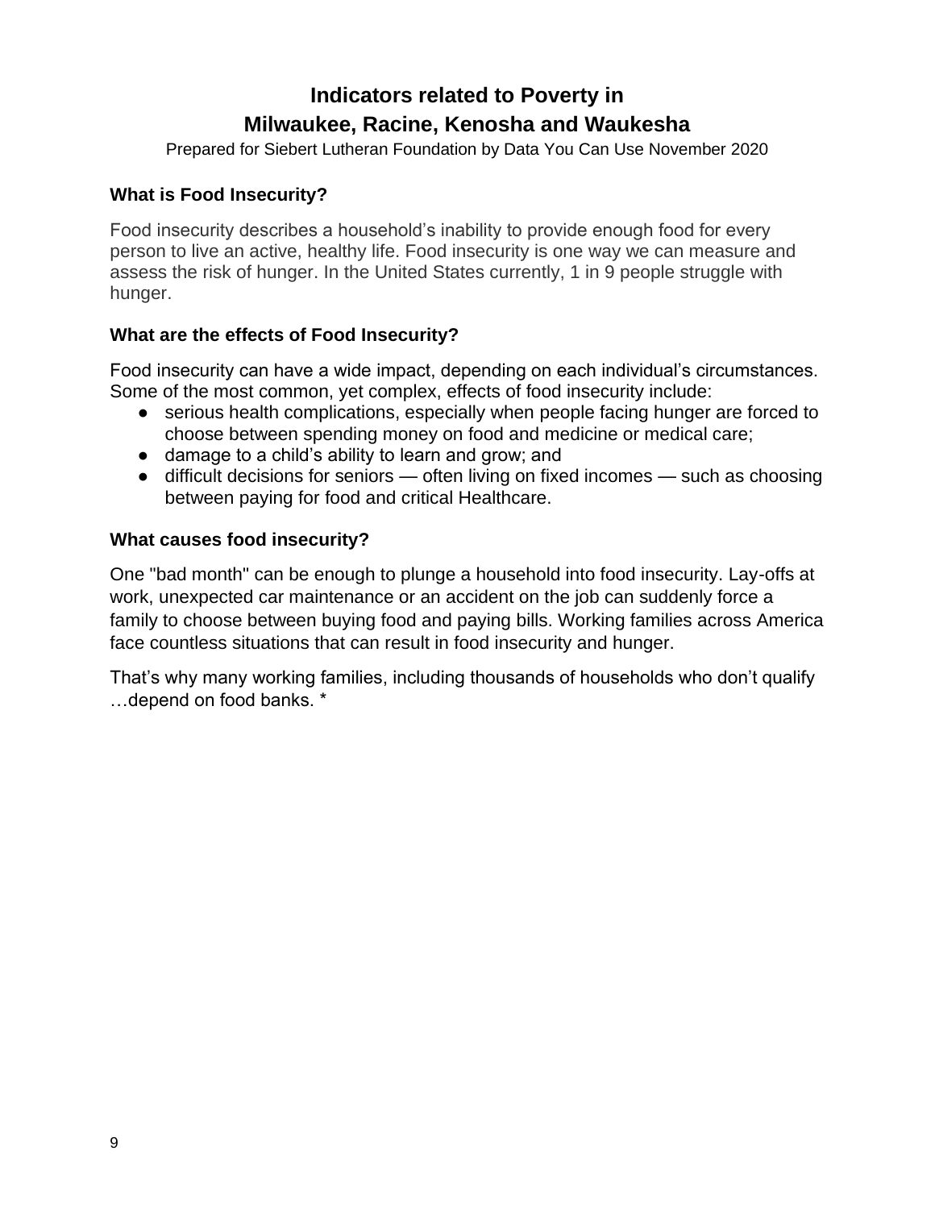# Indicators related to Poverty in Milwaukee, Racine, Kenosha and Waukesha

Prepared for Siebert Lutheran Foundation by Data You Can Use November 2020

### What is Food Insecurity?

Food insecurity describes a household's inability to provide enough food for every person to live an active, healthy life. Food insecurity is one way we can measure and assess the risk of hunger. In the United States currently, 1 in 9 people struggle with hunger.

### What are the effects of Food Insecurity?

Food insecurity can have a wide impact, depending on each individual's circumstances. Some of the most common, yet complex, effects of food insecurity include:

- serious health complications, especially when people facing hunger are forced to choose between spending money on food and medicine or medical care;
- damage to a child's ability to learn and grow; and
- difficult decisions for seniors — often living on fixed incomes — such as choosing between paying for food and critical Healthcare.

### What causes food insecurity?

One "bad month" can be enough to plunge a household into food insecurity. Lay-offs at work, unexpected car maintenance or an accident on the job can suddenly force a family to choose between buying food and paying bills. Working families across America face countless situations that can result in food insecurity and hunger.

That's why many working families, including thousands of households who don't qualify …depend on food banks. *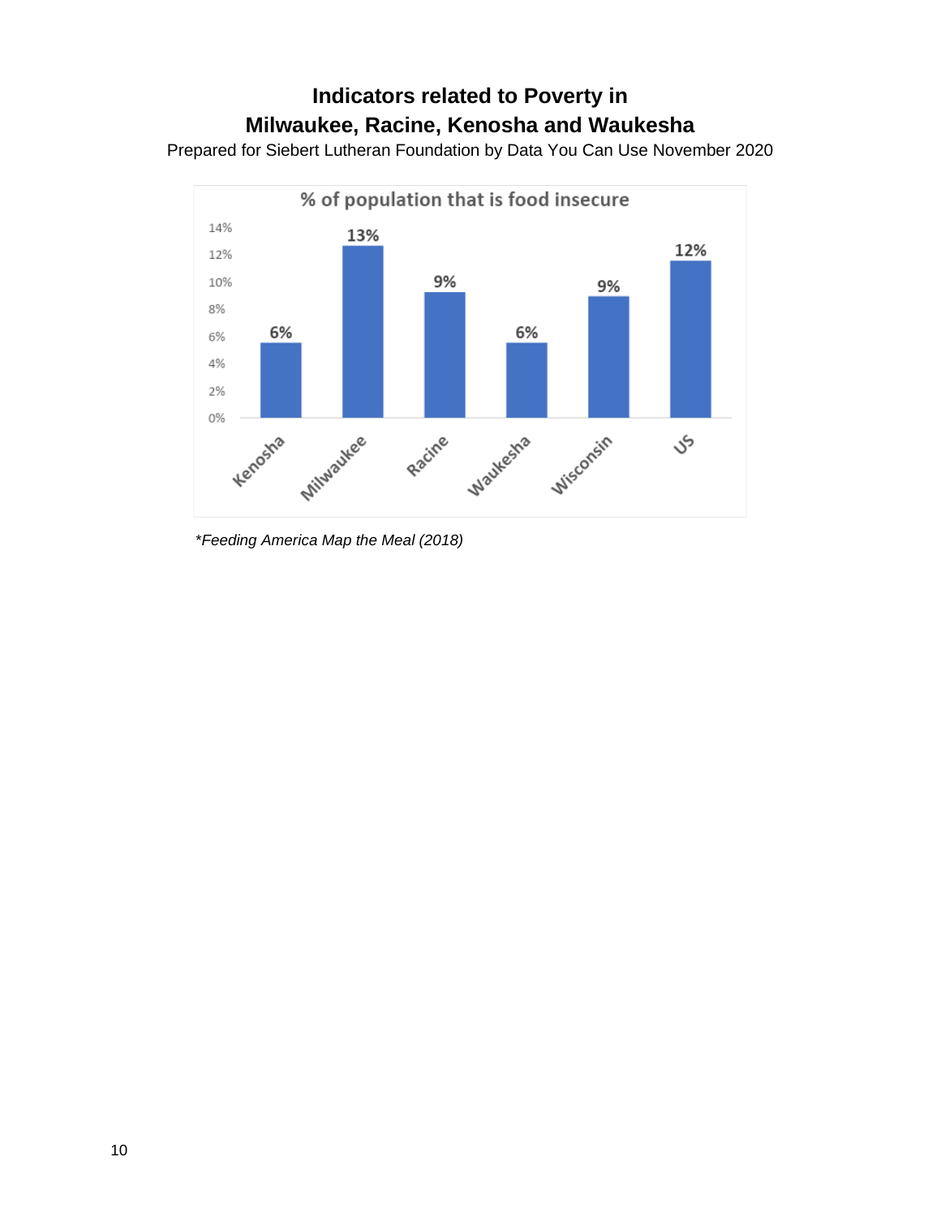# Indicators related to Poverty in
# Milwaukee, Racine, Kenosha and Waukesha

Prepared for Siebert Lutheran Foundation by Data You Can Use November 2020

**% of population that is food insecure**

| Area | % food insecure |
|---|---|
| Kenosha | 6% |
| Milwaukee | 13% |
| Racine | 9% |
| Waukesha | 6% |
| Wisconsin | 9% |
| US | 12% |

*\*Feeding America Map the Meal (2018)*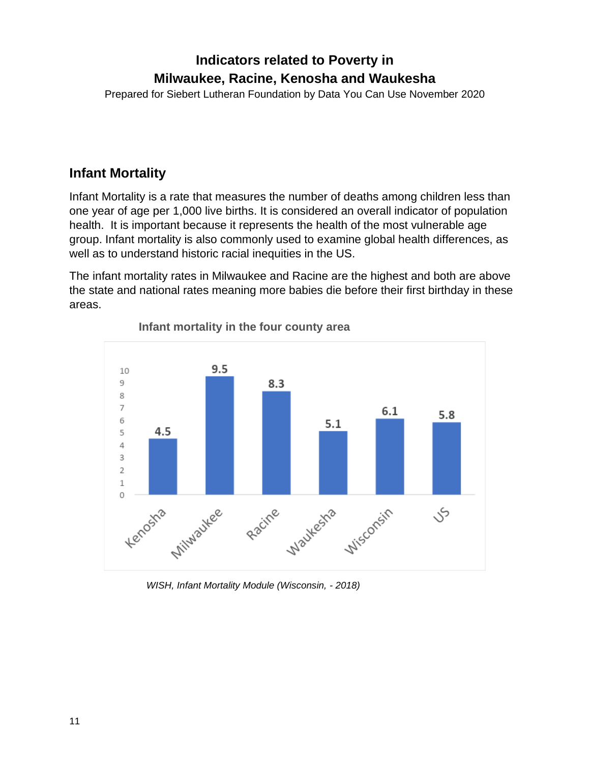# Indicators related to Poverty in Milwaukee, Racine, Kenosha and Waukesha

Prepared for Siebert Lutheran Foundation by Data You Can Use November 2020

## Infant Mortality

Infant Mortality is a rate that measures the number of deaths among children less than one year of age per 1,000 live births. It is considered an overall indicator of population health. It is important because it represents the health of the most vulnerable age group. Infant mortality is also commonly used to examine global health differences, as well as to understand historic racial inequities in the US.

The infant mortality rates in Milwaukee and Racine are the highest and both are above the state and national rates meaning more babies die before their first birthday in these areas.

**Infant mortality in the four county area**

| Area | Infant mortality rate |
|---|---|
| Kenosha | 4.5 |
| Milwaukee | 9.5 |
| Racine | 8.3 |
| Waukesha | 5.1 |
| Wisconsin | 6.1 |
| US | 5.8 |

*WISH, Infant Mortality Module (Wisconsin, - 2018)*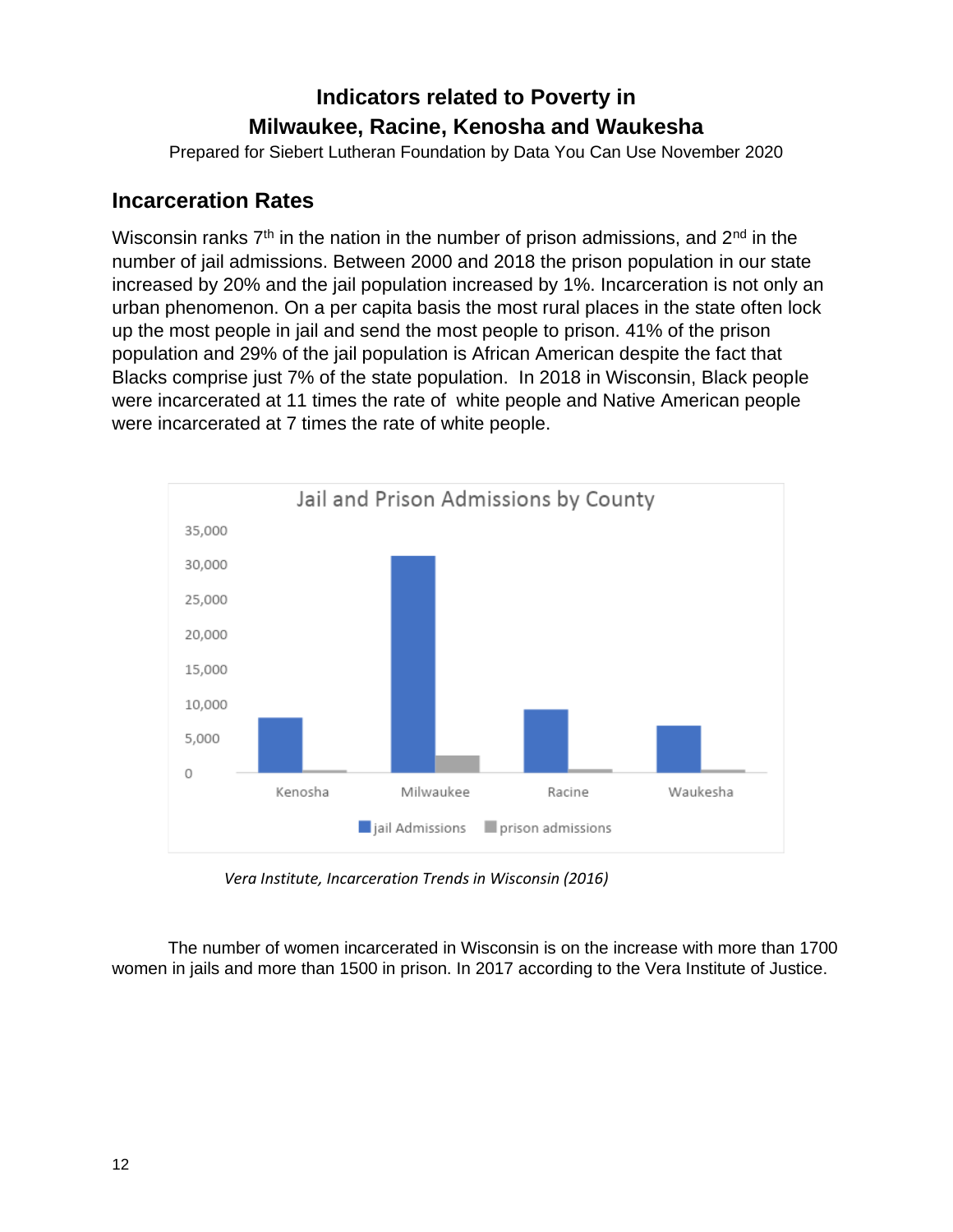## Incarceration Rates

Wisconsin ranks 7th in the nation in the number of prison admissions, and 2nd in the number of jail admissions. Between 2000 and 2018 the prison population in our state increased by 20% and the jail population increased by 1%. Incarceration is not only an urban phenomenon. On a per capita basis the most rural places in the state often lock up the most people in jail and send the most people to prison. 41% of the prison population and 29% of the jail population is African American despite the fact that Blacks comprise just 7% of the state population. In 2018 in Wisconsin, Black people were incarcerated at 11 times the rate of white people and Native American people were incarcerated at 7 times the rate of white people.

*Vera Institute, Incarceration Trends in Wisconsin (2016)*

The number of women incarcerated in Wisconsin is on the increase with more than 1700 women in jails and more than 1500 in prison. In 2017 according to the Vera Institute of Justice.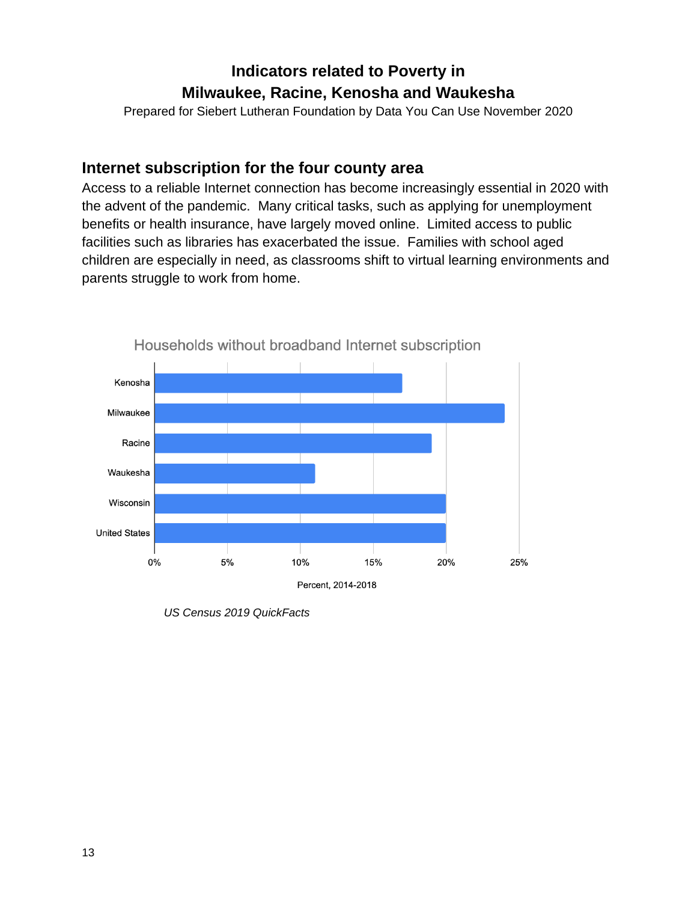# Indicators related to Poverty in Milwaukee, Racine, Kenosha and Waukesha

Prepared for Siebert Lutheran Foundation by Data You Can Use November 2020

## Internet subscription for the four county area

Access to a reliable Internet connection has become increasingly essential in 2020 with the advent of the pandemic. Many critical tasks, such as applying for unemployment benefits or health insurance, have largely moved online. Limited access to public facilities such as libraries has exacerbated the issue. Families with school aged children are especially in need, as classrooms shift to virtual learning environments and parents struggle to work from home.

Households without broadband Internet subscription

| Area | Percent, 2014-2018 |
|---|---|
| Kenosha | 17% |
| Milwaukee | 24% |
| Racine | 19% |
| Waukesha | 11% |
| Wisconsin | 20% |
| United States | 20% |

*US Census 2019 QuickFacts*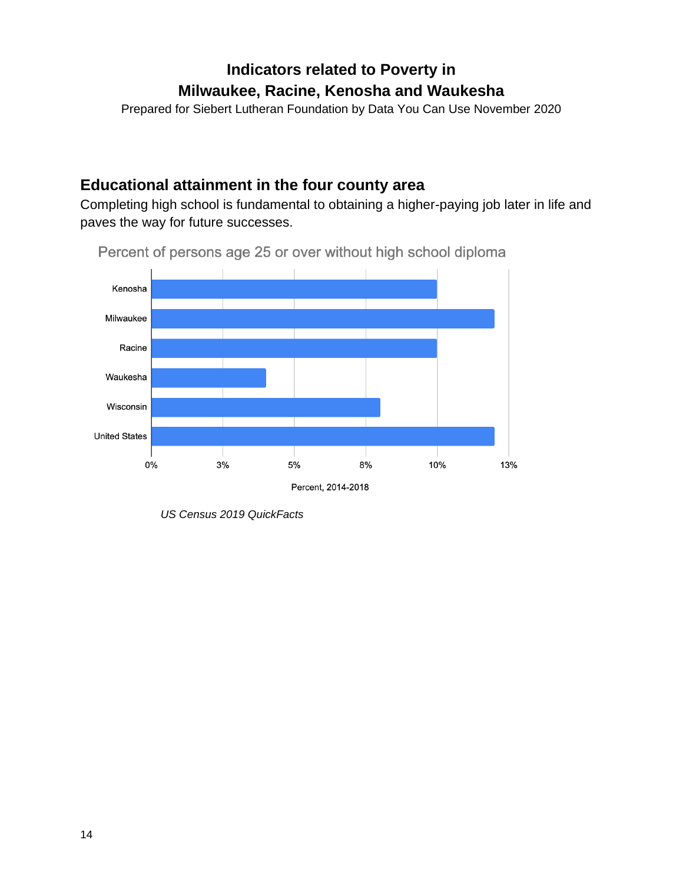## Educational attainment in the four county area

Completing high school is fundamental to obtaining a higher-paying job later in life and paves the way for future successes.

Percent of persons age 25 or over without high school diploma

Kenosha
Milwaukee
Racine
Waukesha
Wisconsin
United States

0% 3% 5% 8% 10% 13%

Percent, 2014-2018

*US Census 2019 QuickFacts*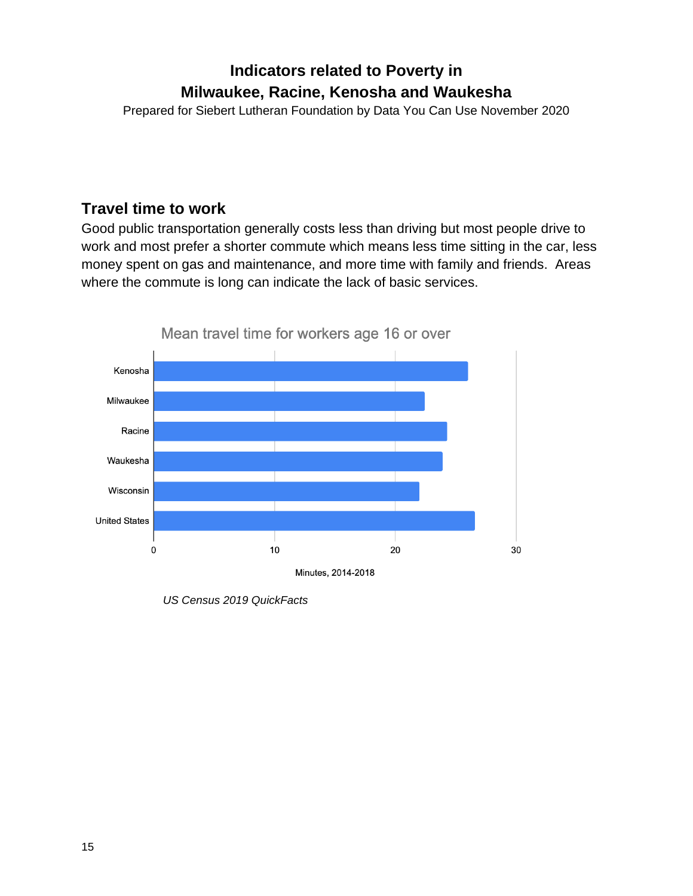# Indicators related to Poverty in Milwaukee, Racine, Kenosha and Waukesha

Prepared for Siebert Lutheran Foundation by Data You Can Use November 2020

## Travel time to work

Good public transportation generally costs less than driving but most people drive to work and most prefer a shorter commute which means less time sitting in the car, less money spent on gas and maintenance, and more time with family and friends. Areas where the commute is long can indicate the lack of basic services.

Mean travel time for workers age 16 or over

| | Minutes, 2014-2018 |
|---|---|
| Kenosha | ~26 |
| Milwaukee | ~22.5 |
| Racine | ~24.3 |
| Waukesha | ~24 |
| Wisconsin | ~22 |
| United States | ~26.6 |

*US Census 2019 QuickFacts*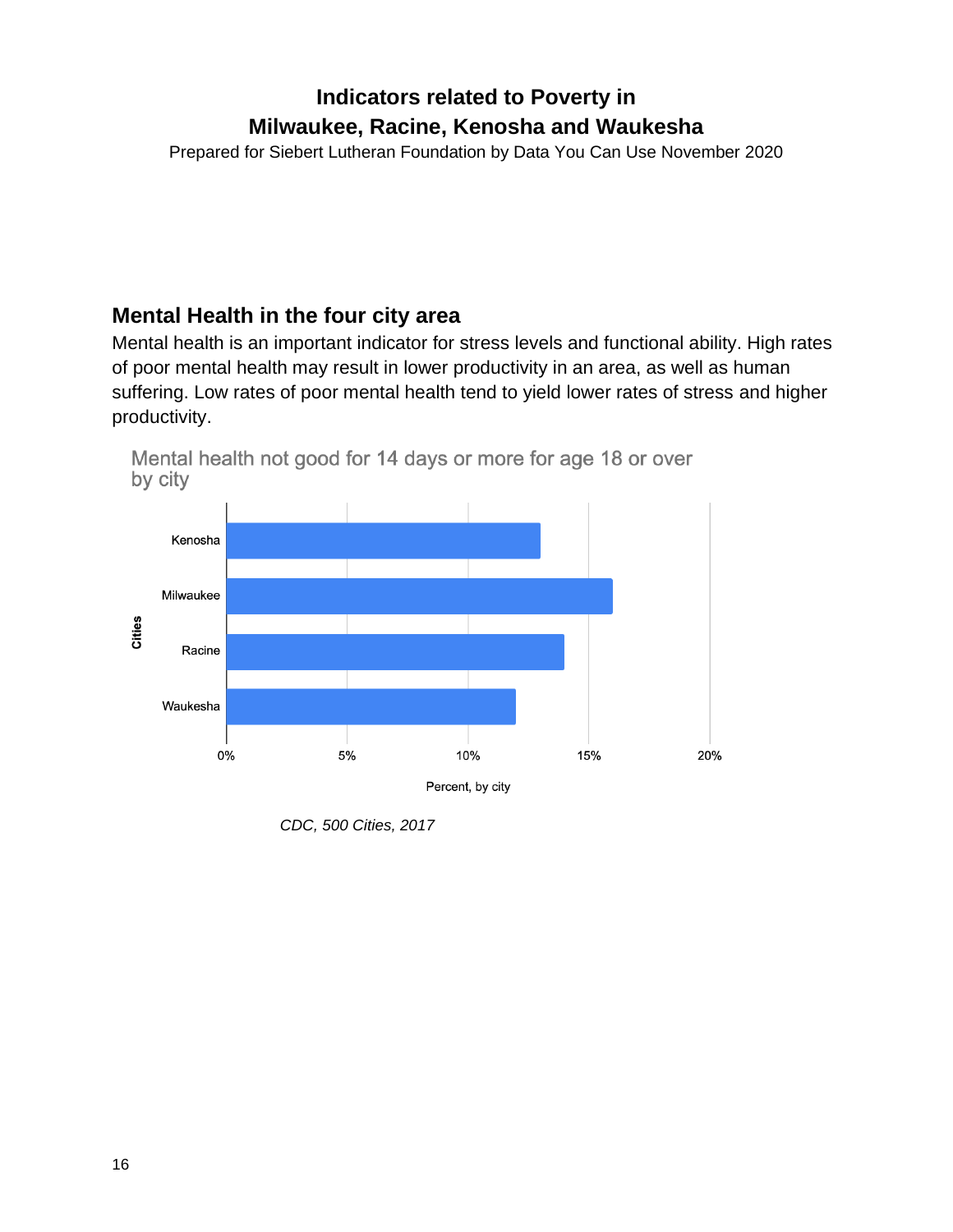# Indicators related to Poverty in Milwaukee, Racine, Kenosha and Waukesha

Prepared for Siebert Lutheran Foundation by Data You Can Use November 2020

## Mental Health in the four city area

Mental health is an important indicator for stress levels and functional ability. High rates of poor mental health may result in lower productivity in an area, as well as human suffering. Low rates of poor mental health tend to yield lower rates of stress and higher productivity.

Mental health not good for 14 days or more for age 18 or over by city

*CDC, 500 Cities, 2017*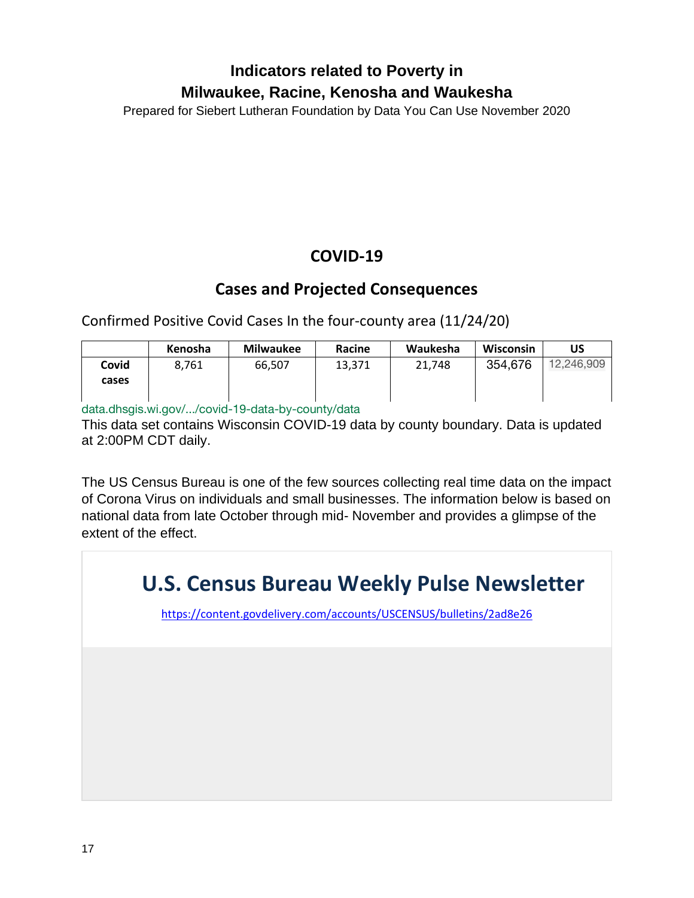# Indicators related to Poverty in Milwaukee, Racine, Kenosha and Waukesha

Prepared for Siebert Lutheran Foundation by Data You Can Use November 2020

## COVID-19

### Cases and Projected Consequences

Confirmed Positive Covid Cases In the four-county area (11/24/20)

| | Kenosha | Milwaukee | Racine | Waukesha | Wisconsin | US |
|---|---|---|---|---|---|---|
| **Covid cases** | 8,761 | 66,507 | 13,371 | 21,748 | 354,676 | 12,246,909 |

data.dhsgis.wi.gov/.../covid-19-data-by-county/data

This data set contains Wisconsin COVID-19 data by county boundary. Data is updated at 2:00PM CDT daily.

The US Census Bureau is one of the few sources collecting real time data on the impact of Corona Virus on individuals and small businesses. The information below is based on national data from late October through mid- November and provides a glimpse of the extent of the effect.

## U.S. Census Bureau Weekly Pulse Newsletter

https://content.govdelivery.com/accounts/USCENSUS/bulletins/2ad8e26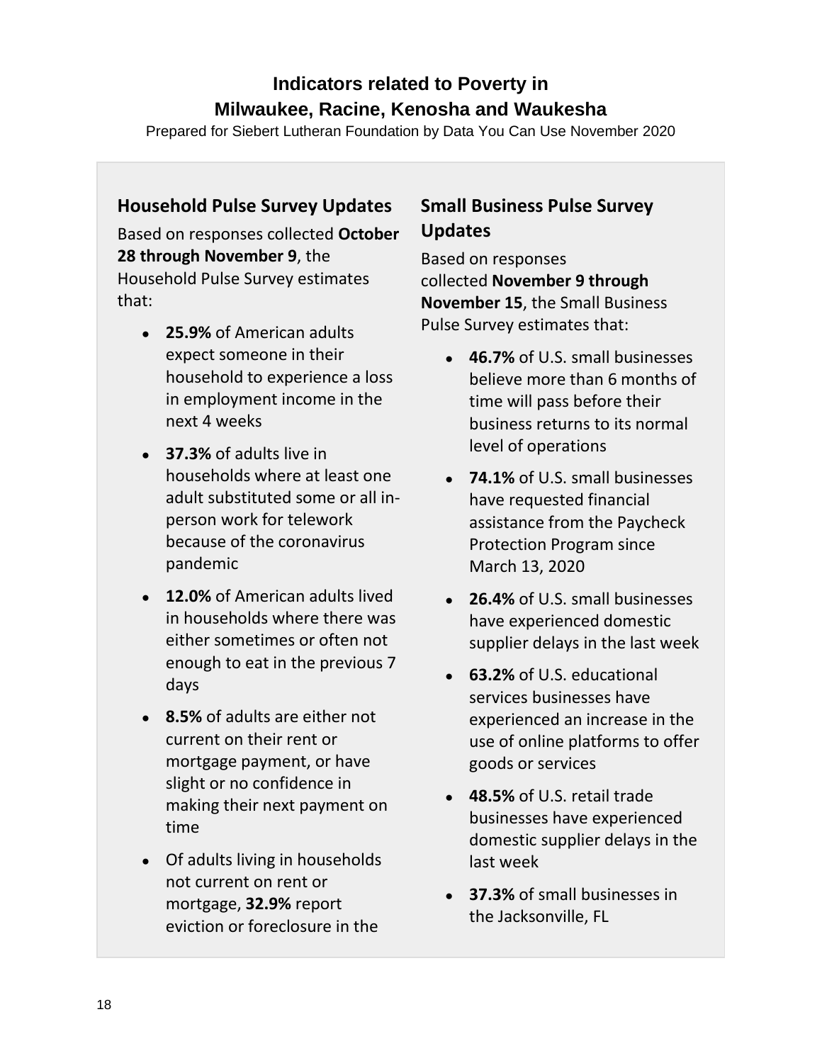**Indicators related to Poverty in Milwaukee, Racine, Kenosha and Waukesha**

Prepared for Siebert Lutheran Foundation by Data You Can Use November 2020

## Household Pulse Survey Updates

Based on responses collected **October 28 through November 9**, the Household Pulse Survey estimates that:

- **25.9%** of American adults expect someone in their household to experience a loss in employment income in the next 4 weeks
- **37.3%** of adults live in households where at least one adult substituted some or all in-person work for telework because of the coronavirus pandemic
- **12.0%** of American adults lived in households where there was either sometimes or often not enough to eat in the previous 7 days
- **8.5%** of adults are either not current on their rent or mortgage payment, or have slight or no confidence in making their next payment on time
- Of adults living in households not current on rent or mortgage, **32.9%** report eviction or foreclosure in the

## Small Business Pulse Survey Updates

Based on responses collected **November 9 through November 15**, the Small Business Pulse Survey estimates that:

- **46.7%** of U.S. small businesses believe more than 6 months of time will pass before their business returns to its normal level of operations
- **74.1%** of U.S. small businesses have requested financial assistance from the Paycheck Protection Program since March 13, 2020
- **26.4%** of U.S. small businesses have experienced domestic supplier delays in the last week
- **63.2%** of U.S. educational services businesses have experienced an increase in the use of online platforms to offer goods or services
- **48.5%** of U.S. retail trade businesses have experienced domestic supplier delays in the last week
- **37.3%** of small businesses in the Jacksonville, FL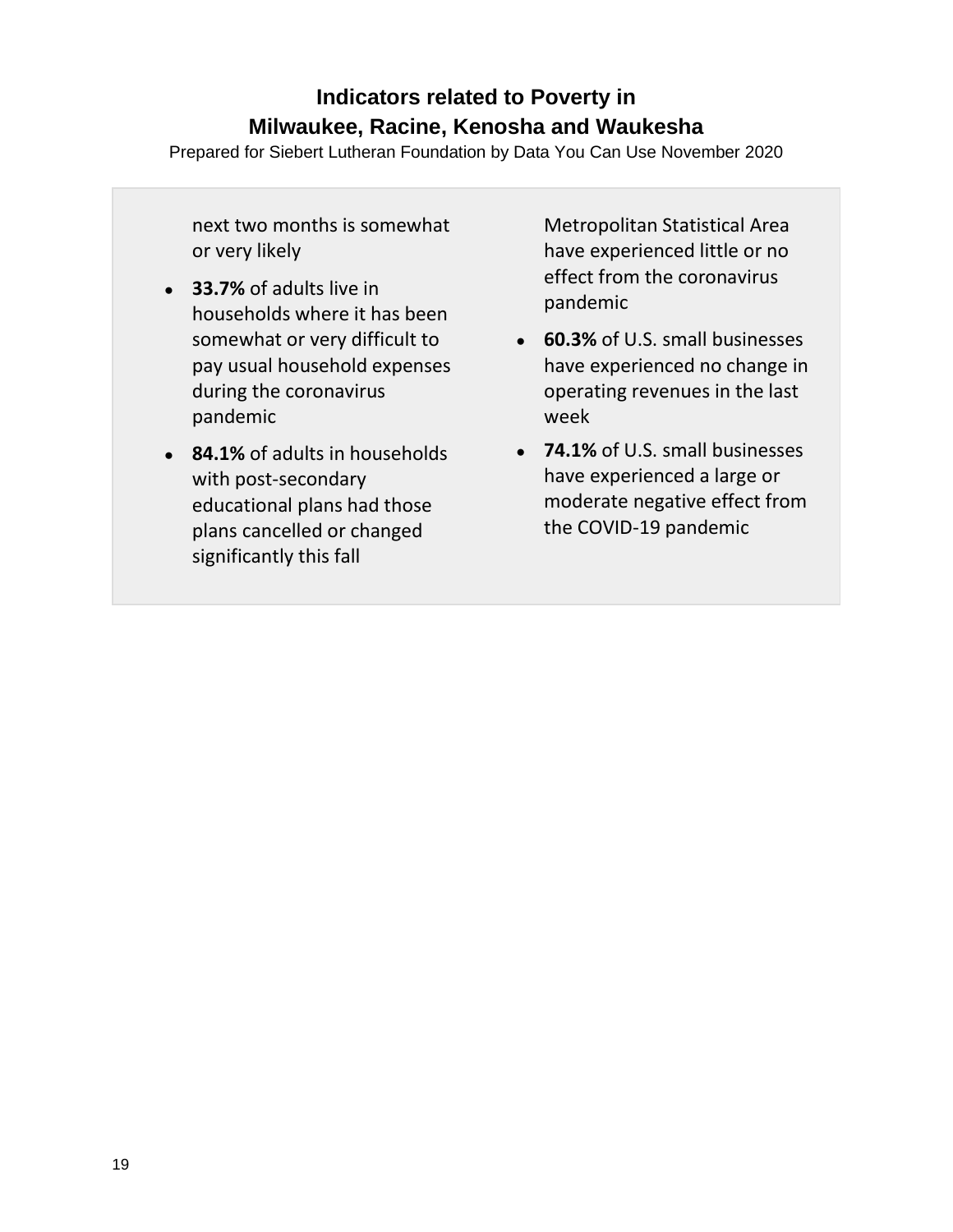next two months is somewhat or very likely

- **33.7%** of adults live in households where it has been somewhat or very difficult to pay usual household expenses during the coronavirus pandemic
- **84.1%** of adults in households with post-secondary educational plans had those plans cancelled or changed significantly this fall

Metropolitan Statistical Area have experienced little or no effect from the coronavirus pandemic

- **60.3%** of U.S. small businesses have experienced no change in operating revenues in the last week
- **74.1%** of U.S. small businesses have experienced a large or moderate negative effect from the COVID-19 pandemic